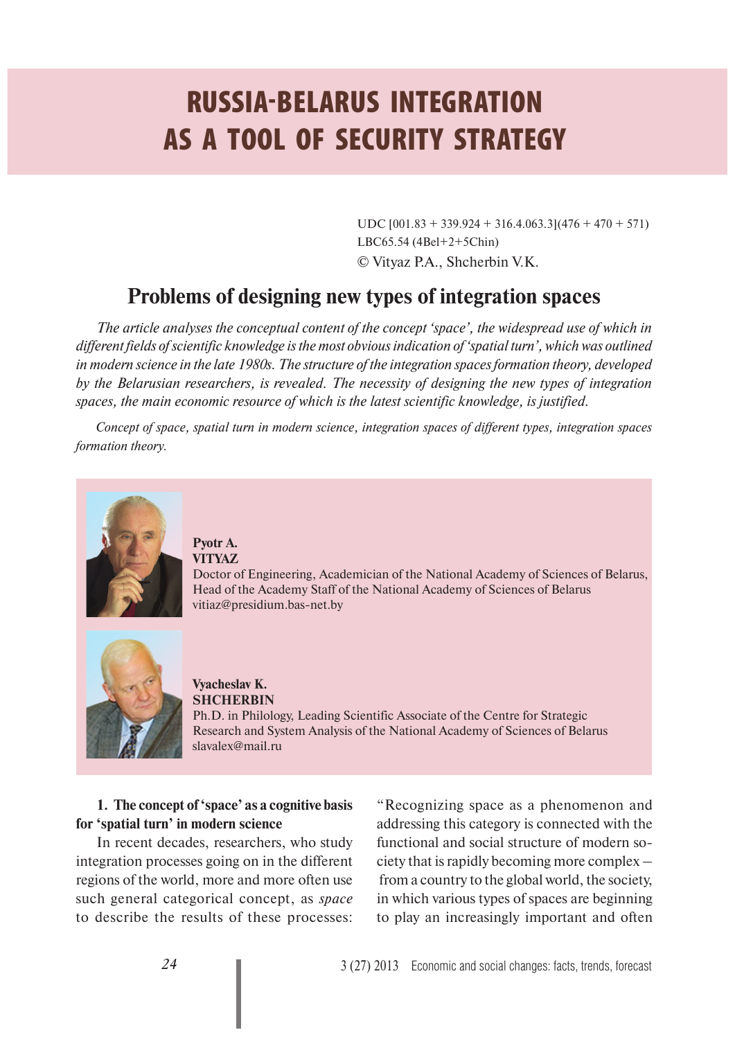# RUSSIA-BELARUS INTEGRATION AS A TOOL OF SECURITY STRATEGY

UDC [001.83 + 339.924 + 316.4.063.3](476 + 470 + 571)
LBC65.54 (4Bel+2+5Chin)
© Vityaz P.A., Shcherbin V.K.

## Problems of designing new types of integration spaces

*The article analyses the conceptual content of the concept 'space', the widespread use of which in different fields of scientific knowledge is the most obvious indication of 'spatial turn', which was outlined in modern science in the late 1980s. The structure of the integration spaces formation theory, developed by the Belarusian researchers, is revealed. The necessity of designing the new types of integration spaces, the main economic resource of which is the latest scientific knowledge, is justified.*

*Concept of space, spatial turn in modern science, integration spaces of different types, integration spaces formation theory.*

**Pyotr A. VITYAZ**
Doctor of Engineering, Academician of the National Academy of Sciences of Belarus, Head of the Academy Staff of the National Academy of Sciences of Belarus
vitiaz@presidium.bas-net.by

**Vyacheslav K. SHCHERBIN**
Ph.D. in Philology, Leading Scientific Associate of the Centre for Strategic Research and System Analysis of the National Academy of Sciences of Belarus
slavalex@mail.ru

### 1. The concept of 'space' as a cognitive basis for 'spatial turn' in modern science

In recent decades, researchers, who study integration processes going on in the different regions of the world, more and more often use such general categorical concept, as *space* to describe the results of these processes: "Recognizing space as a phenomenon and addressing this category is connected with the functional and social structure of modern society that is rapidly becoming more complex – from a country to the global world, the society, in which various types of spaces are beginning to play an increasingly important and often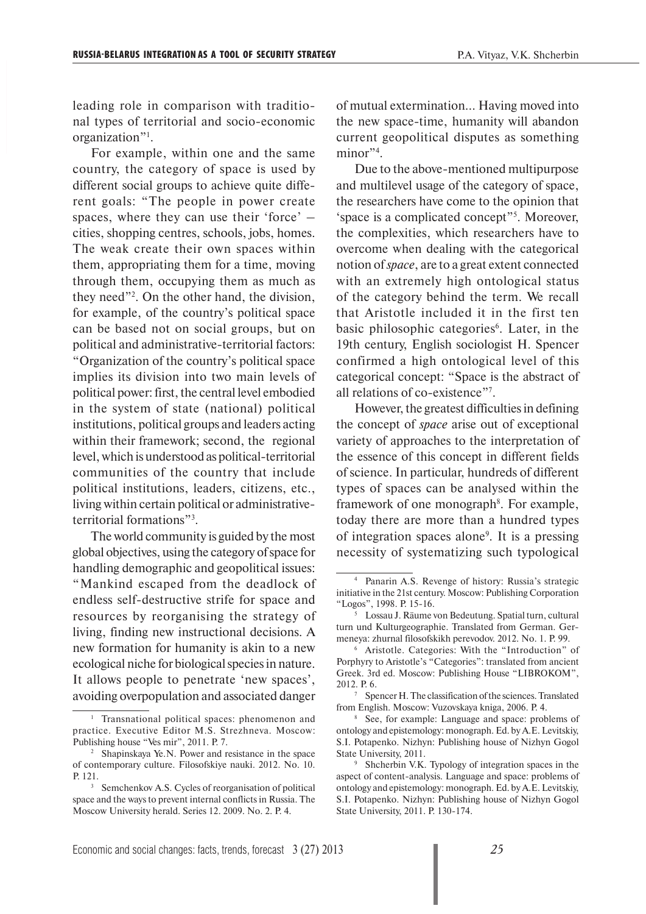leading role in comparison with traditional types of territorial and socio-economic organization"[1].

For example, within one and the same country, the category of space is used by different social groups to achieve quite different goals: "The people in power create spaces, where they can use their 'force' – cities, shopping centres, schools, jobs, homes. The weak create their own spaces within them, appropriating them for a time, moving through them, occupying them as much as they need"[2]. On the other hand, the division, for example, of the country's political space can be based not on social groups, but on political and administrative-territorial factors: "Organization of the country's political space implies its division into two main levels of political power: first, the central level embodied in the system of state (national) political institutions, political groups and leaders acting within their framework; second, the regional level, which is understood as political-territorial communities of the country that include political institutions, leaders, citizens, etc., living within certain political or administrative-territorial formations"[3].

The world community is guided by the most global objectives, using the category of space for handling demographic and geopolitical issues: "Mankind escaped from the deadlock of endless self-destructive strife for space and resources by reorganising the strategy of living, finding new instructional decisions. A new formation for humanity is akin to a new ecological niche for biological species in nature. It allows people to penetrate 'new spaces', avoiding overpopulation and associated danger of mutual extermination... Having moved into the new space-time, humanity will abandon current geopolitical disputes as something minor"[4].

Due to the above-mentioned multipurpose and multilevel usage of the category of space, the researchers have come to the opinion that 'space is a complicated concept"[5]. Moreover, the complexities, which researchers have to overcome when dealing with the categorical notion of *space*, are to a great extent connected with an extremely high ontological status of the category behind the term. We recall that Aristotle included it in the first ten basic philosophic categories[6]. Later, in the 19th century, English sociologist H. Spencer confirmed a high ontological level of this categorical concept: "Space is the abstract of all relations of co-existence"[7].

However, the greatest difficulties in defining the concept of *space* arise out of exceptional variety of approaches to the interpretation of the essence of this concept in different fields of science. In particular, hundreds of different types of spaces can be analysed within the framework of one monograph[8]. For example, today there are more than a hundred types of integration spaces alone[9]. It is a pressing necessity of systematizing such typological

---

[1] Transnational political spaces: phenomenon and practice. Executive Editor M.S. Strezhneva. Moscow: Publishing house "Ves mir", 2011. P. 7.

[2] Shapinskaya Ye.N. Power and resistance in the space of contemporary culture. Filosofskiye nauki. 2012. No. 10. P. 121.

[3] Semchenkov A.S. Cycles of reorganisation of political space and the ways to prevent internal conflicts in Russia. The Moscow University herald. Series 12. 2009. No. 2. P. 4.

[4] Panarin A.S. Revenge of history: Russia's strategic initiative in the 21st century. Moscow: Publishing Corporation "Logos", 1998. P. 15-16.

[5] Lossau J. Räume von Bedeutung. Spatial turn, cultural turn und Kulturgeographie. Translated from German. Germeneya: zhurnal filosofskikh perevodov. 2012. No. 1. P. 99.

[6] Aristotle. Categories: With the "Introduction" of Porphyry to Aristotle's "Categories": translated from ancient Greek. 3rd ed. Moscow: Publishing House "LIBROKOM", 2012. P. 6.

[7] Spencer H. The classification of the sciences. Translated from English. Moscow: Vuzovskaya kniga, 2006. P. 4.

[8] See, for example: Language and space: problems of ontology and epistemology: monograph. Ed. by A.E. Levitskiy, S.I. Potapenko. Nizhyn: Publishing house of Nizhyn Gogol State University, 2011.

[9] Shcherbin V.K. Typology of integration spaces in the aspect of content-analysis. Language and space: problems of ontology and epistemology: monograph. Ed. by A.E. Levitskiy, S.I. Potapenko. Nizhyn: Publishing house of Nizhyn Gogol State University, 2011. P. 130-174.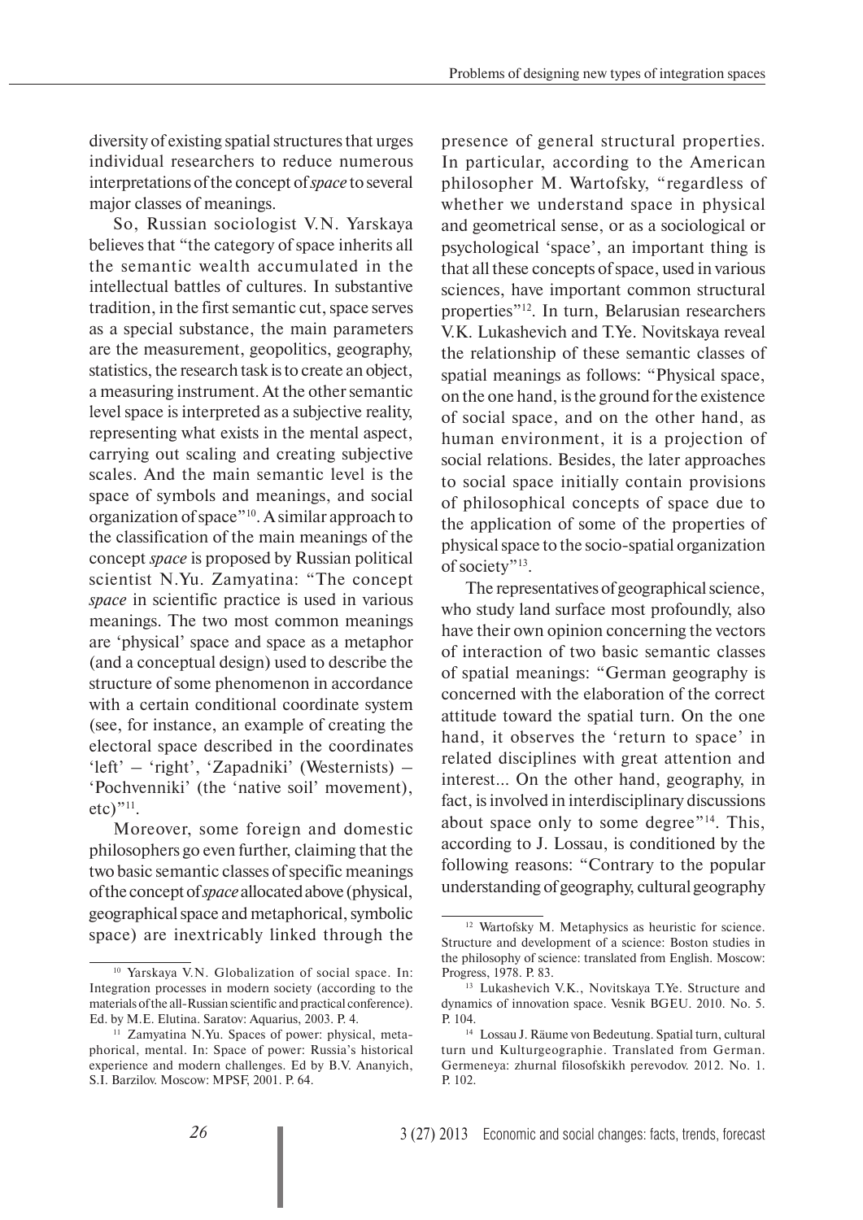diversity of existing spatial structures that urges individual researchers to reduce numerous interpretations of the concept of *space* to several major classes of meanings.

So, Russian sociologist V.N. Yarskaya believes that "the category of space inherits all the semantic wealth accumulated in the intellectual battles of cultures. In substantive tradition, in the first semantic cut, space serves as a special substance, the main parameters are the measurement, geopolitics, geography, statistics, the research task is to create an object, a measuring instrument. At the other semantic level space is interpreted as a subjective reality, representing what exists in the mental aspect, carrying out scaling and creating subjective scales. And the main semantic level is the space of symbols and meanings, and social organization of space"[10]. A similar approach to the classification of the main meanings of the concept *space* is proposed by Russian political scientist N.Yu. Zamyatina: "The concept *space* in scientific practice is used in various meanings. The two most common meanings are 'physical' space and space as a metaphor (and a conceptual design) used to describe the structure of some phenomenon in accordance with a certain conditional coordinate system (see, for instance, an example of creating the electoral space described in the coordinates 'left' – 'right', 'Zapadniki' (Westernists) – 'Pochvenniki' (the 'native soil' movement), etc)"[11].

Moreover, some foreign and domestic philosophers go even further, claiming that the two basic semantic classes of specific meanings of the concept of *space* allocated above (physical, geographical space and metaphorical, symbolic space) are inextricably linked through the presence of general structural properties. In particular, according to the American philosopher M. Wartofsky, "regardless of whether we understand space in physical and geometrical sense, or as a sociological or psychological 'space', an important thing is that all these concepts of space, used in various sciences, have important common structural properties"[12]. In turn, Belarusian researchers V.K. Lukashevich and T.Ye. Novitskaya reveal the relationship of these semantic classes of spatial meanings as follows: "Physical space, on the one hand, is the ground for the existence of social space, and on the other hand, as human environment, it is a projection of social relations. Besides, the later approaches to social space initially contain provisions of philosophical concepts of space due to the application of some of the properties of physical space to the socio-spatial organization of society"[13].

The representatives of geographical science, who study land surface most profoundly, also have their own opinion concerning the vectors of interaction of two basic semantic classes of spatial meanings: "German geography is concerned with the elaboration of the correct attitude toward the spatial turn. On the one hand, it observes the 'return to space' in related disciplines with great attention and interest... On the other hand, geography, in fact, is involved in interdisciplinary discussions about space only to some degree"[14]. This, according to J. Lossau, is conditioned by the following reasons: "Contrary to the popular understanding of geography, cultural geography

---

[10] Yarskaya V.N. Globalization of social space. In: Integration processes in modern society (according to the materials of the all-Russian scientific and practical conference). Ed. by M.E. Elutina. Saratov: Aquarius, 2003. P. 4.

[11] Zamyatina N.Yu. Spaces of power: physical, metaphorical, mental. In: Space of power: Russia's historical experience and modern challenges. Ed by B.V. Ananyich, S.I. Barzilov. Moscow: MPSF, 2001. P. 64.

[12] Wartofsky M. Metaphysics as heuristic for science. Structure and development of a science: Boston studies in the philosophy of science: translated from English. Moscow: Progress, 1978. P. 83.

[13] Lukashevich V.K., Novitskaya T.Ye. Structure and dynamics of innovation space. Vesnik BGEU. 2010. No. 5. P. 104.

[14] Lossau J. Räume von Bedeutung. Spatial turn, cultural turn und Kulturgeographie. Translated from German. Germeneya: zhurnal filosofskikh perevodov. 2012. No. 1. P. 102.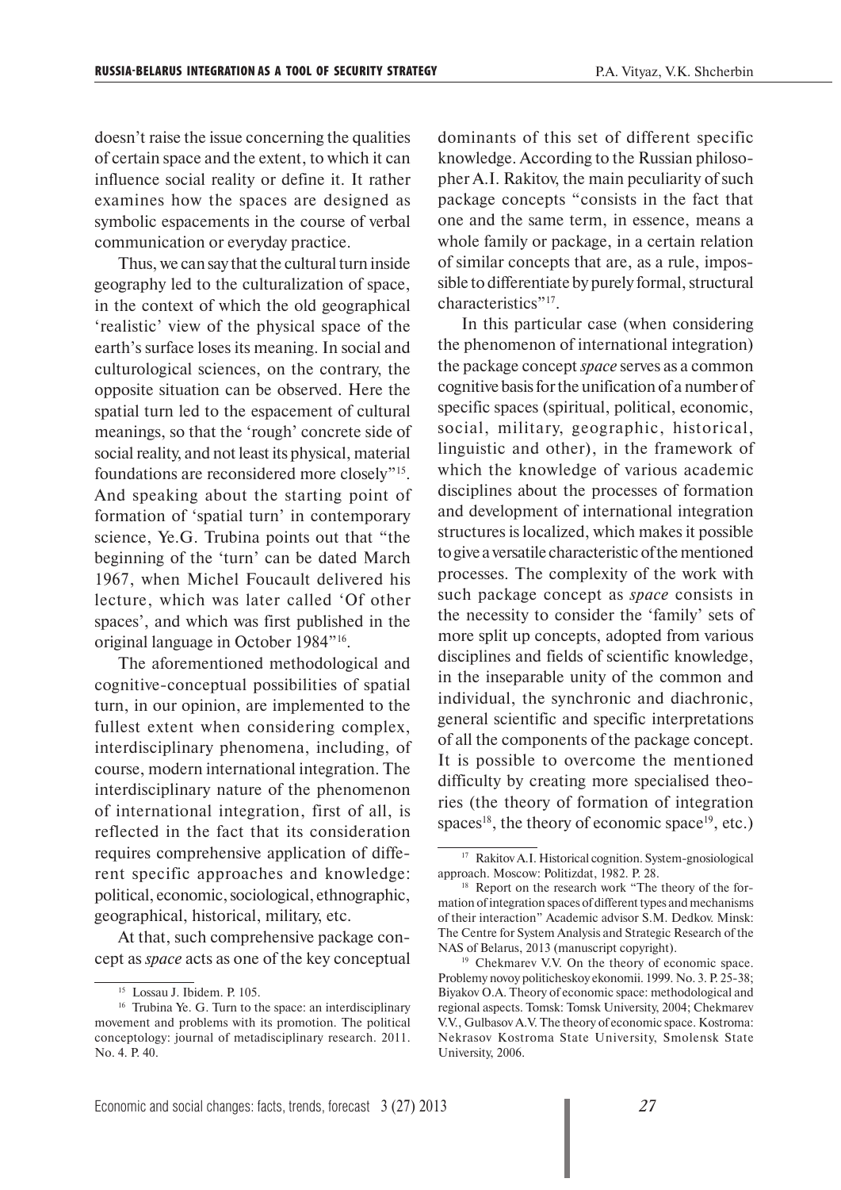doesn't raise the issue concerning the qualities of certain space and the extent, to which it can influence social reality or define it. It rather examines how the spaces are designed as symbolic espacements in the course of verbal communication or everyday practice.

Thus, we can say that the cultural turn inside geography led to the culturalization of space, in the context of which the old geographical 'realistic' view of the physical space of the earth's surface loses its meaning. In social and culturological sciences, on the contrary, the opposite situation can be observed. Here the spatial turn led to the espacement of cultural meanings, so that the 'rough' concrete side of social reality, and not least its physical, material foundations are reconsidered more closely"[15]. And speaking about the starting point of formation of 'spatial turn' in contemporary science, Ye.G. Trubina points out that "the beginning of the 'turn' can be dated March 1967, when Michel Foucault delivered his lecture, which was later called 'Of other spaces', and which was first published in the original language in October 1984"[16].

The aforementioned methodological and cognitive-conceptual possibilities of spatial turn, in our opinion, are implemented to the fullest extent when considering complex, interdisciplinary phenomena, including, of course, modern international integration. The interdisciplinary nature of the phenomenon of international integration, first of all, is reflected in the fact that its consideration requires comprehensive application of different specific approaches and knowledge: political, economic, sociological, ethnographic, geographical, historical, military, etc.

At that, such comprehensive package concept as *space* acts as one of the key conceptual dominants of this set of different specific knowledge. According to the Russian philosopher A.I. Rakitov, the main peculiarity of such package concepts "consists in the fact that one and the same term, in essence, means a whole family or package, in a certain relation of similar concepts that are, as a rule, impossible to differentiate by purely formal, structural characteristics"[17].

In this particular case (when considering the phenomenon of international integration) the package concept *space* serves as a common cognitive basis for the unification of a number of specific spaces (spiritual, political, economic, social, military, geographic, historical, linguistic and other), in the framework of which the knowledge of various academic disciplines about the processes of formation and development of international integration structures is localized, which makes it possible to give a versatile characteristic of the mentioned processes. The complexity of the work with such package concept as *space* consists in the necessity to consider the 'family' sets of more split up concepts, adopted from various disciplines and fields of scientific knowledge, in the inseparable unity of the common and individual, the synchronic and diachronic, general scientific and specific interpretations of all the components of the package concept. It is possible to overcome the mentioned difficulty by creating more specialised theories (the theory of formation of integration spaces[18], the theory of economic space[19], etc.)

---

[15] Lossau J. Ibidem. P. 105.

[16] Trubina Ye. G. Turn to the space: an interdisciplinary movement and problems with its promotion. The political conceptology: journal of metadisciplinary research. 2011. No. 4. P. 40.

[17] Rakitov A.I. Historical cognition. System-gnosiological approach. Moscow: Politizdat, 1982. P. 28.

[18] Report on the research work "The theory of the formation of integration spaces of different types and mechanisms of their interaction" Academic advisor S.M. Dedkov. Minsk: The Centre for System Analysis and Strategic Research of the NAS of Belarus, 2013 (manuscript copyright).

[19] Chekmarev V.V. On the theory of economic space. Problemy novoy politicheskoy ekonomii. 1999. No. 3. P. 25-38; Biyakov O.A. Theory of economic space: methodological and regional aspects. Tomsk: Tomsk University, 2004; Chekmarev V.V., Gulbasov A.V. The theory of economic space. Kostroma: Nekrasov Kostroma State University, Smolensk State University, 2006.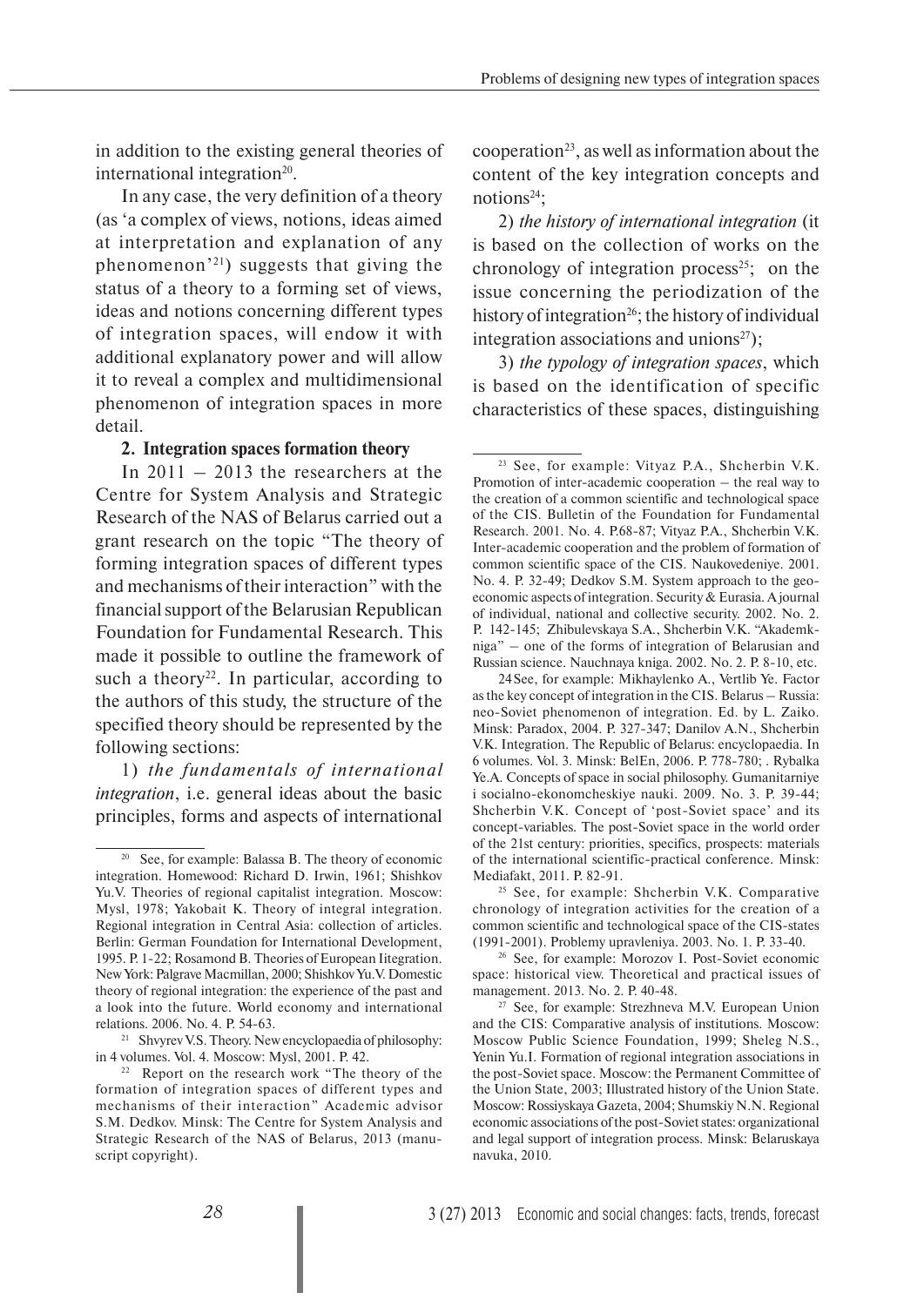in addition to the existing general theories of international integration[20].

In any case, the very definition of a theory (as 'a complex of views, notions, ideas aimed at interpretation and explanation of any phenomenon'[21]) suggests that giving the status of a theory to a forming set of views, ideas and notions concerning different types of integration spaces, will endow it with additional explanatory power and will allow it to reveal a complex and multidimensional phenomenon of integration spaces in more detail.

**2. Integration spaces formation theory**

In 2011 – 2013 the researchers at the Centre for System Analysis and Strategic Research of the NAS of Belarus carried out a grant research on the topic "The theory of forming integration spaces of different types and mechanisms of their interaction" with the financial support of the Belarusian Republican Foundation for Fundamental Research. This made it possible to outline the framework of such a theory[22]. In particular, according to the authors of this study, the structure of the specified theory should be represented by the following sections:

1) *the fundamentals of international integration*, i.e. general ideas about the basic principles, forms and aspects of international cooperation[23], as well as information about the content of the key integration concepts and notions[24];

2) *the history of international integration* (it is based on the collection of works on the chronology of integration process[25]; on the issue concerning the periodization of the history of integration[26]; the history of individual integration associations and unions[27]);

3) *the typology of integration spaces*, which is based on the identification of specific characteristics of these spaces, distinguishing

---

[20] See, for example: Balassa B. The theory of economic integration. Homewood: Richard D. Irwin, 1961; Shishkov Yu.V. Theories of regional capitalist integration. Moscow: Mysl, 1978; Yakobait K. Theory of integral integration. Regional integration in Central Asia: collection of articles. Berlin: German Foundation for International Development, 1995. P. 1-22; Rosamond B. Theories of European Iitegration. New York: Palgrave Macmillan, 2000; Shishkov Yu.V. Domestic theory of regional integration: the experience of the past and a look into the future. World economy and international relations. 2006. No. 4. P. 54-63.

[21] Shvyrev V.S. Theory. New encyclopaedia of philosophy: in 4 volumes. Vol. 4. Moscow: Mysl, 2001. P. 42.

[22] Report on the research work "The theory of the formation of integration spaces of different types and mechanisms of their interaction" Academic advisor S.M. Dedkov. Minsk: The Centre for System Analysis and Strategic Research of the NAS of Belarus, 2013 (manuscript copyright).

[23] See, for example: Vityaz P.A., Shcherbin V.K. Promotion of inter-academic cooperation – the real way to the creation of a common scientific and technological space of the CIS. Bulletin of the Foundation for Fundamental Research. 2001. No. 4. P.68-87; Vityaz P.A., Shcherbin V.K. Inter-academic cooperation and the problem of formation of common scientific space of the CIS. Naukovedeniye. 2001. No. 4. P. 32-49; Dedkov S.M. System approach to the geo-economic aspects of integration. Security & Eurasia. A journal of individual, national and collective security. 2002. No. 2. P. 142-145; Zhibulevskaya S.A., Shcherbin V.K. "Akademkniga" – one of the forms of integration of Belarusian and Russian science. Nauchnaya kniga. 2002. No. 2. P. 8-10, etc.

[24] See, for example: Mikhaylenko A., Vertlib Ye. Factor as the key concept of integration in the CIS. Belarus – Russia: neo-Soviet phenomenon of integration. Ed. by L. Zaiko. Minsk: Paradox, 2004. P. 327-347; Danilov A.N., Shcherbin V.K. Integration. The Republic of Belarus: encyclopaedia. In 6 volumes. Vol. 3. Minsk: BelEn, 2006. P. 778-780; . Rybalka Ye.A. Concepts of space in social philosophy. Gumanitarniye i socialno-ekonomcheskiye nauki. 2009. No. 3. P. 39-44; Shcherbin V.K. Concept of 'post-Soviet space' and its concept-variables. The post-Soviet space in the world order of the 21st century: priorities, specifics, prospects: materials of the international scientific-practical conference. Minsk: Mediafakt, 2011. P. 82-91.

[25] See, for example: Shcherbin V.K. Comparative chronology of integration activities for the creation of a common scientific and technological space of the CIS-states (1991-2001). Problemy upravleniya. 2003. No. 1. P. 33-40.

[26] See, for example: Morozov I. Post-Soviet economic space: historical view. Theoretical and practical issues of management. 2013. No. 2. P. 40-48.

[27] See, for example: Strezhneva M.V. European Union and the CIS: Comparative analysis of institutions. Moscow: Moscow Public Science Foundation, 1999; Sheleg N.S., Yenin Yu.I. Formation of regional integration associations in the post-Soviet space. Moscow: the Permanent Committee of the Union State, 2003; Illustrated history of the Union State. Moscow: Rossiyskaya Gazeta, 2004; Shumskiy N.N. Regional economic associations of the post-Soviet states: organizational and legal support of integration process. Minsk: Belaruskaya navuka, 2010.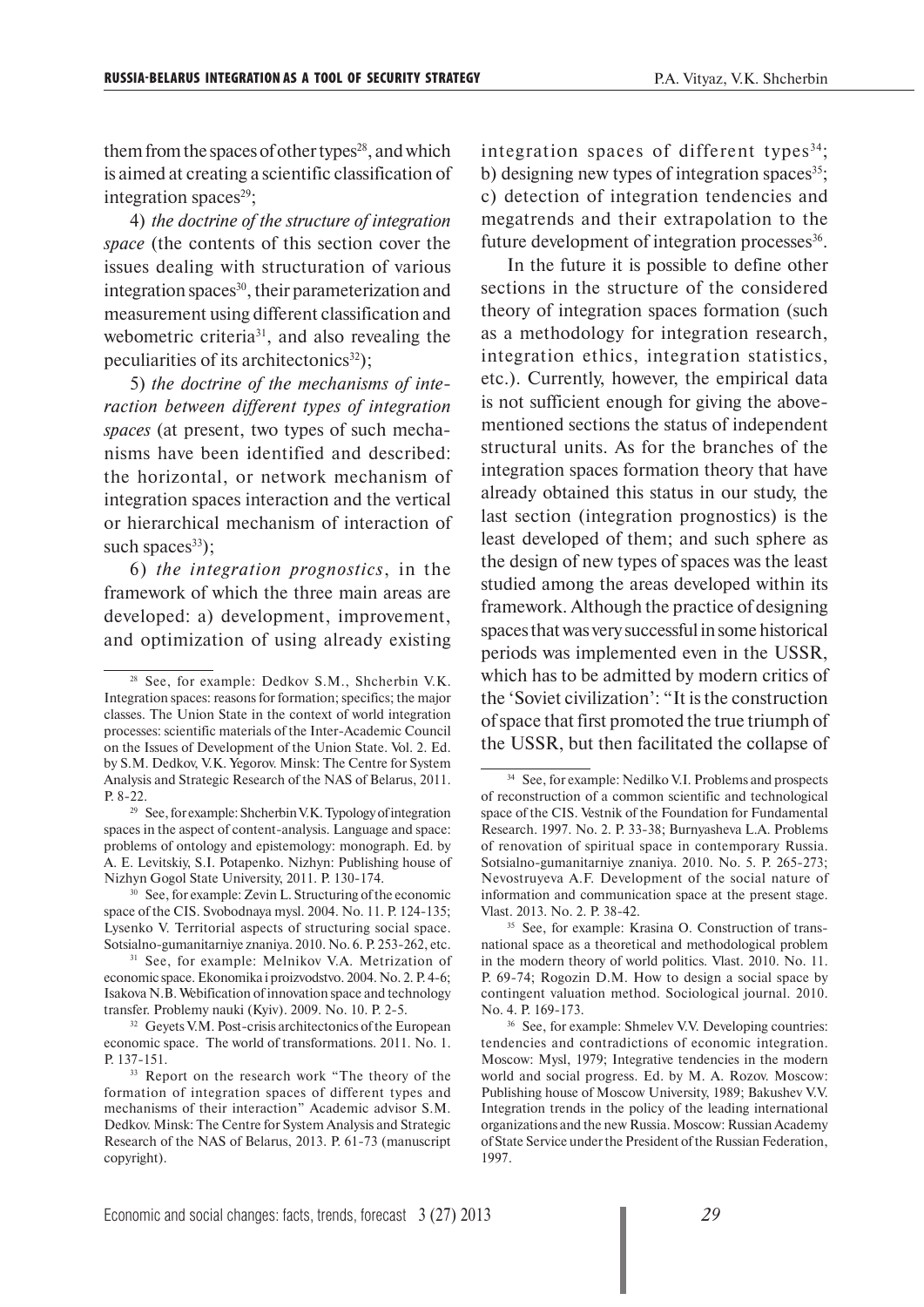them from the spaces of other types[28], and which is aimed at creating a scientific classification of integration spaces[29];

4) *the doctrine of the structure of integration space* (the contents of this section cover the issues dealing with structuration of various integration spaces[30], their parameterization and measurement using different classification and webometric criteria[31], and also revealing the peculiarities of its architectonics[32]);

5) *the doctrine of the mechanisms of interaction between different types of integration spaces* (at present, two types of such mechanisms have been identified and described: the horizontal, or network mechanism of integration spaces interaction and the vertical or hierarchical mechanism of interaction of such spaces[33]);

6) *the integration prognostics*, in the framework of which the three main areas are developed: a) development, improvement, and optimization of using already existing integration spaces of different types[34]; b) designing new types of integration spaces[35]; c) detection of integration tendencies and megatrends and their extrapolation to the future development of integration processes[36].

In the future it is possible to define other sections in the structure of the considered theory of integration spaces formation (such as a methodology for integration research, integration ethics, integration statistics, etc.). Currently, however, the empirical data is not sufficient enough for giving the above-mentioned sections the status of independent structural units. As for the branches of the integration spaces formation theory that have already obtained this status in our study, the last section (integration prognostics) is the least developed of them; and such sphere as the design of new types of spaces was the least studied among the areas developed within its framework. Although the practice of designing spaces that was very successful in some historical periods was implemented even in the USSR, which has to be admitted by modern critics of the 'Soviet civilization': "It is the construction of space that first promoted the true triumph of the USSR, but then facilitated the collapse of

---

[28] See, for example: Dedkov S.M., Shcherbin V.K. Integration spaces: reasons for formation; specifics; the major classes. The Union State in the context of world integration processes: scientific materials of the Inter-Academic Council on the Issues of Development of the Union State. Vol. 2. Ed. by S.M. Dedkov, V.K. Yegorov. Minsk: The Centre for System Analysis and Strategic Research of the NAS of Belarus, 2011. P. 8-22.

[29] See, for example: Shcherbin V.K. Typology of integration spaces in the aspect of content-analysis. Language and space: problems of ontology and epistemology: monograph. Ed. by A. E. Levitskiy, S.I. Potapenko. Nizhyn: Publishing house of Nizhyn Gogol State University, 2011. P. 130-174.

[30] See, for example: Zevin L. Structuring of the economic space of the CIS. Svobodnaya mysl. 2004. No. 11. P. 124-135; Lysenko V. Territorial aspects of structuring social space. Sotsialno-gumanitarniye znaniya. 2010. No. 6. P. 253-262, etc.

[31] See, for example: Melnikov V.A. Metrization of economic space. Ekonomika i proizvodstvo. 2004. No. 2. P. 4-6; Isakova N.B. Webification of innovation space and technology transfer. Problemy nauki (Kyiv). 2009. No. 10. P. 2-5.

[32] Geyets V.M. Post-crisis architectonics of the European economic space. The world of transformations. 2011. No. 1. P. 137-151.

[33] Report on the research work "The theory of the formation of integration spaces of different types and mechanisms of their interaction" Academic advisor S.M. Dedkov. Minsk: The Centre for System Analysis and Strategic Research of the NAS of Belarus, 2013. P. 61-73 (manuscript copyright).

[34] See, for example: Nedilko V.I. Problems and prospects of reconstruction of a common scientific and technological space of the CIS. Vestnik of the Foundation for Fundamental Research. 1997. No. 2. P. 33-38; Burnyasheva L.A. Problems of renovation of spiritual space in contemporary Russia. Sotsialno-gumanitarniye znaniya. 2010. No. 5. P. 265-273; Nevostruyeva A.F. Development of the social nature of information and communication space at the present stage. Vlast. 2013. No. 2. P. 38-42.

[35] See, for example: Krasina O. Construction of transnational space as a theoretical and methodological problem in the modern theory of world politics. Vlast. 2010. No. 11. P. 69-74; Rogozin D.M. How to design a social space by contingent valuation method. Sociological journal. 2010. No. 4. P. 169-173.

[36] See, for example: Shmelev V.V. Developing countries: tendencies and contradictions of economic integration. Moscow: Mysl, 1979; Integrative tendencies in the modern world and social progress. Ed. by M. A. Rozov. Moscow: Publishing house of Moscow University, 1989; Bakushev V.V. Integration trends in the policy of the leading international organizations and the new Russia. Moscow: Russian Academy of State Service under the President of the Russian Federation, 1997.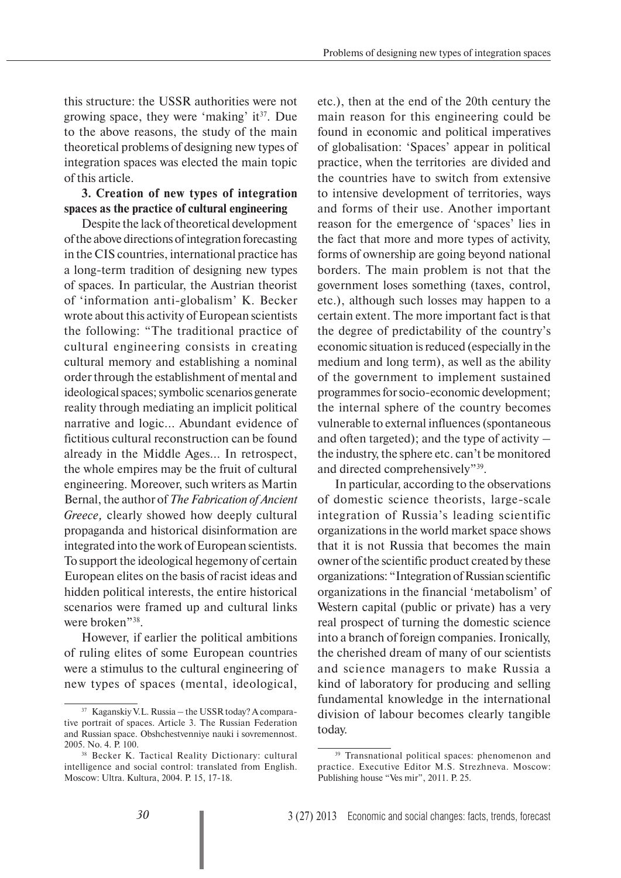this structure: the USSR authorities were not growing space, they were 'making' it[37]. Due to the above reasons, the study of the main theoretical problems of designing new types of integration spaces was elected the main topic of this article.

**3. Creation of new types of integration spaces as the practice of cultural engineering**

Despite the lack of theoretical development of the above directions of integration forecasting in the CIS countries, international practice has a long-term tradition of designing new types of spaces. In particular, the Austrian theorist of 'information anti-globalism' K. Becker wrote about this activity of European scientists the following: "The traditional practice of cultural engineering consists in creating cultural memory and establishing a nominal order through the establishment of mental and ideological spaces; symbolic scenarios generate reality through mediating an implicit political narrative and logic... Abundant evidence of fictitious cultural reconstruction can be found already in the Middle Ages... In retrospect, the whole empires may be the fruit of cultural engineering. Moreover, such writers as Martin Bernal, the author of *The Fabrication of Ancient Greece,* clearly showed how deeply cultural propaganda and historical disinformation are integrated into the work of European scientists. To support the ideological hegemony of certain European elites on the basis of racist ideas and hidden political interests, the entire historical scenarios were framed up and cultural links were broken"[38].

However, if earlier the political ambitions of ruling elites of some European countries were a stimulus to the cultural engineering of new types of spaces (mental, ideological, etc.), then at the end of the 20th century the main reason for this engineering could be found in economic and political imperatives of globalisation: 'Spaces' appear in political practice, when the territories are divided and the countries have to switch from extensive to intensive development of territories, ways and forms of their use. Another important reason for the emergence of 'spaces' lies in the fact that more and more types of activity, forms of ownership are going beyond national borders. The main problem is not that the government loses something (taxes, control, etc.), although such losses may happen to a certain extent. The more important fact is that the degree of predictability of the country's economic situation is reduced (especially in the medium and long term), as well as the ability of the government to implement sustained programmes for socio-economic development; the internal sphere of the country becomes vulnerable to external influences (spontaneous and often targeted); and the type of activity – the industry, the sphere etc. can't be monitored and directed comprehensively"[39].

In particular, according to the observations of domestic science theorists, large-scale integration of Russia's leading scientific organizations in the world market space shows that it is not Russia that becomes the main owner of the scientific product created by these organizations: "Integration of Russian scientific organizations in the financial 'metabolism' of Western capital (public or private) has a very real prospect of turning the domestic science into a branch of foreign companies. Ironically, the cherished dream of many of our scientists and science managers to make Russia a kind of laboratory for producing and selling fundamental knowledge in the international division of labour becomes clearly tangible today.

---

[37] Kaganskiy V.L. Russia – the USSR today? A comparative portrait of spaces. Article 3. The Russian Federation and Russian space. Obshchestvenniye nauki i sovremennost. 2005. No. 4. P. 100.

[38] Becker K. Tactical Reality Dictionary: cultural intelligence and social control: translated from English. Moscow: Ultra. Kultura, 2004. P. 15, 17-18.

[39] Transnational political spaces: phenomenon and practice. Executive Editor M.S. Strezhneva. Moscow: Publishing house "Ves mir", 2011. P. 25.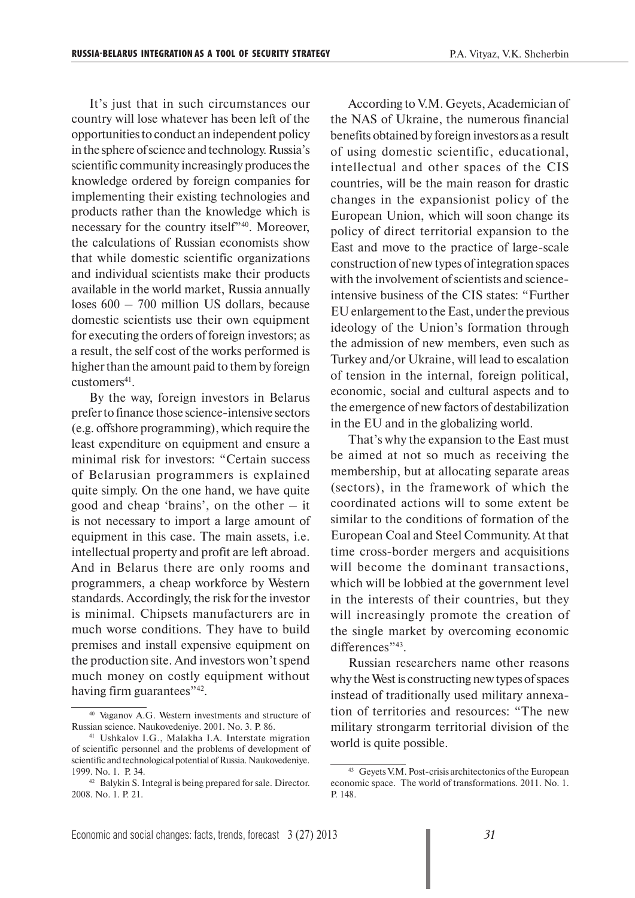It's just that in such circumstances our country will lose whatever has been left of the opportunities to conduct an independent policy in the sphere of science and technology. Russia's scientific community increasingly produces the knowledge ordered by foreign companies for implementing their existing technologies and products rather than the knowledge which is necessary for the country itself"[40]. Moreover, the calculations of Russian economists show that while domestic scientific organizations and individual scientists make their products available in the world market, Russia annually loses 600 – 700 million US dollars, because domestic scientists use their own equipment for executing the orders of foreign investors; as a result, the self cost of the works performed is higher than the amount paid to them by foreign customers[41].

By the way, foreign investors in Belarus prefer to finance those science-intensive sectors (e.g. offshore programming), which require the least expenditure on equipment and ensure a minimal risk for investors: "Certain success of Belarusian programmers is explained quite simply. On the one hand, we have quite good and cheap 'brains', on the other – it is not necessary to import a large amount of equipment in this case. The main assets, i.e. intellectual property and profit are left abroad. And in Belarus there are only rooms and programmers, a cheap workforce by Western standards. Accordingly, the risk for the investor is minimal. Chipsets manufacturers are in much worse conditions. They have to build premises and install expensive equipment on the production site. And investors won't spend much money on costly equipment without having firm guarantees"[42].

According to V.M. Geyets, Academician of the NAS of Ukraine, the numerous financial benefits obtained by foreign investors as a result of using domestic scientific, educational, intellectual and other spaces of the CIS countries, will be the main reason for drastic changes in the expansionist policy of the European Union, which will soon change its policy of direct territorial expansion to the East and move to the practice of large-scale construction of new types of integration spaces with the involvement of scientists and science-intensive business of the CIS states: "Further EU enlargement to the East, under the previous ideology of the Union's formation through the admission of new members, even such as Turkey and/or Ukraine, will lead to escalation of tension in the internal, foreign political, economic, social and cultural aspects and to the emergence of new factors of destabilization in the EU and in the globalizing world.

That's why the expansion to the East must be aimed at not so much as receiving the membership, but at allocating separate areas (sectors), in the framework of which the coordinated actions will to some extent be similar to the conditions of formation of the European Coal and Steel Community. At that time cross-border mergers and acquisitions will become the dominant transactions, which will be lobbied at the government level in the interests of their countries, but they will increasingly promote the creation of the single market by overcoming economic differences"[43].

Russian researchers name other reasons why the West is constructing new types of spaces instead of traditionally used military annexation of territories and resources: "The new military strongarm territorial division of the world is quite possible.

---

[40] Vaganov A.G. Western investments and structure of Russian science. Naukovedeniye. 2001. No. 3. P. 86.

[41] Ushkalov I.G., Malakha I.A. Interstate migration of scientific personnel and the problems of development of scientific and technological potential of Russia. Naukovedeniye. 1999. No. 1. P. 34.

[42] Balykin S. Integral is being prepared for sale. Director. 2008. No. 1. P. 21.

[43] Geyets V.M. Post-crisis architectonics of the European economic space. The world of transformations. 2011. No. 1. P. 148.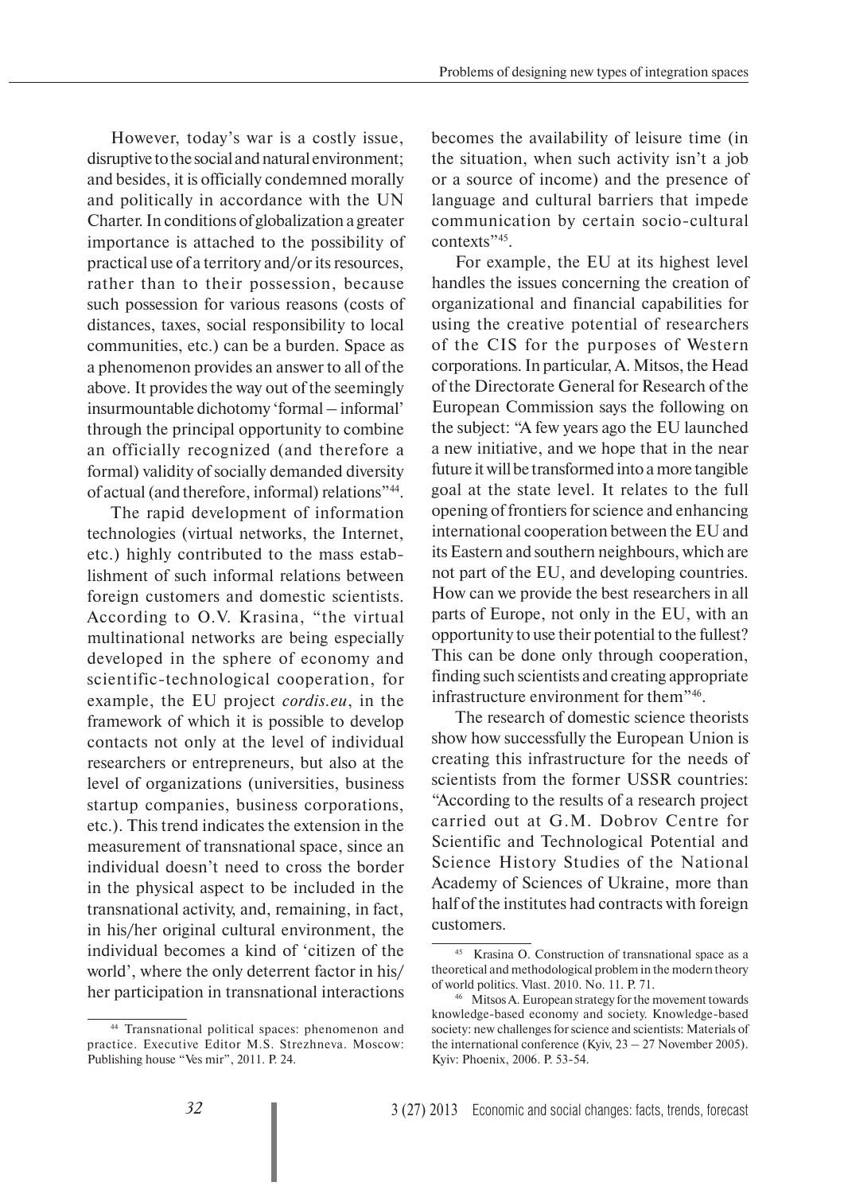However, today's war is a costly issue, disruptive to the social and natural environment; and besides, it is officially condemned morally and politically in accordance with the UN Charter. In conditions of globalization a greater importance is attached to the possibility of practical use of a territory and/or its resources, rather than to their possession, because such possession for various reasons (costs of distances, taxes, social responsibility to local communities, etc.) can be a burden. Space as a phenomenon provides an answer to all of the above. It provides the way out of the seemingly insurmountable dichotomy 'formal – informal' through the principal opportunity to combine an officially recognized (and therefore a formal) validity of socially demanded diversity of actual (and therefore, informal) relations"[44].

The rapid development of information technologies (virtual networks, the Internet, etc.) highly contributed to the mass establishment of such informal relations between foreign customers and domestic scientists. According to O.V. Krasina, "the virtual multinational networks are being especially developed in the sphere of economy and scientific-technological cooperation, for example, the EU project *cordis.eu*, in the framework of which it is possible to develop contacts not only at the level of individual researchers or entrepreneurs, but also at the level of organizations (universities, business startup companies, business corporations, etc.). This trend indicates the extension in the measurement of transnational space, since an individual doesn't need to cross the border in the physical aspect to be included in the transnational activity, and, remaining, in fact, in his/her original cultural environment, the individual becomes a kind of 'citizen of the world', where the only deterrent factor in his/her participation in transnational interactions becomes the availability of leisure time (in the situation, when such activity isn't a job or a source of income) and the presence of language and cultural barriers that impede communication by certain socio-cultural contexts"[45].

For example, the EU at its highest level handles the issues concerning the creation of organizational and financial capabilities for using the creative potential of researchers of the CIS for the purposes of Western corporations. In particular, A. Mitsos, the Head of the Directorate General for Research of the European Commission says the following on the subject: "A few years ago the EU launched a new initiative, and we hope that in the near future it will be transformed into a more tangible goal at the state level. It relates to the full opening of frontiers for science and enhancing international cooperation between the EU and its Eastern and southern neighbours, which are not part of the EU, and developing countries. How can we provide the best researchers in all parts of Europe, not only in the EU, with an opportunity to use their potential to the fullest? This can be done only through cooperation, finding such scientists and creating appropriate infrastructure environment for them"[46].

The research of domestic science theorists show how successfully the European Union is creating this infrastructure for the needs of scientists from the former USSR countries: "According to the results of a research project carried out at G.M. Dobrov Centre for Scientific and Technological Potential and Science History Studies of the National Academy of Sciences of Ukraine, more than half of the institutes had contracts with foreign customers.

---

[44] Transnational political spaces: phenomenon and practice. Executive Editor M.S. Strezhneva. Moscow: Publishing house "Ves mir", 2011. P. 24.

[45] Krasina O. Construction of transnational space as a theoretical and methodological problem in the modern theory of world politics. Vlast. 2010. No. 11. P. 71.

[46] Mitsos A. European strategy for the movement towards knowledge-based economy and society. Knowledge-based society: new challenges for science and scientists: Materials of the international conference (Kyiv, 23 – 27 November 2005). Kyiv: Phoenix, 2006. P. 53-54.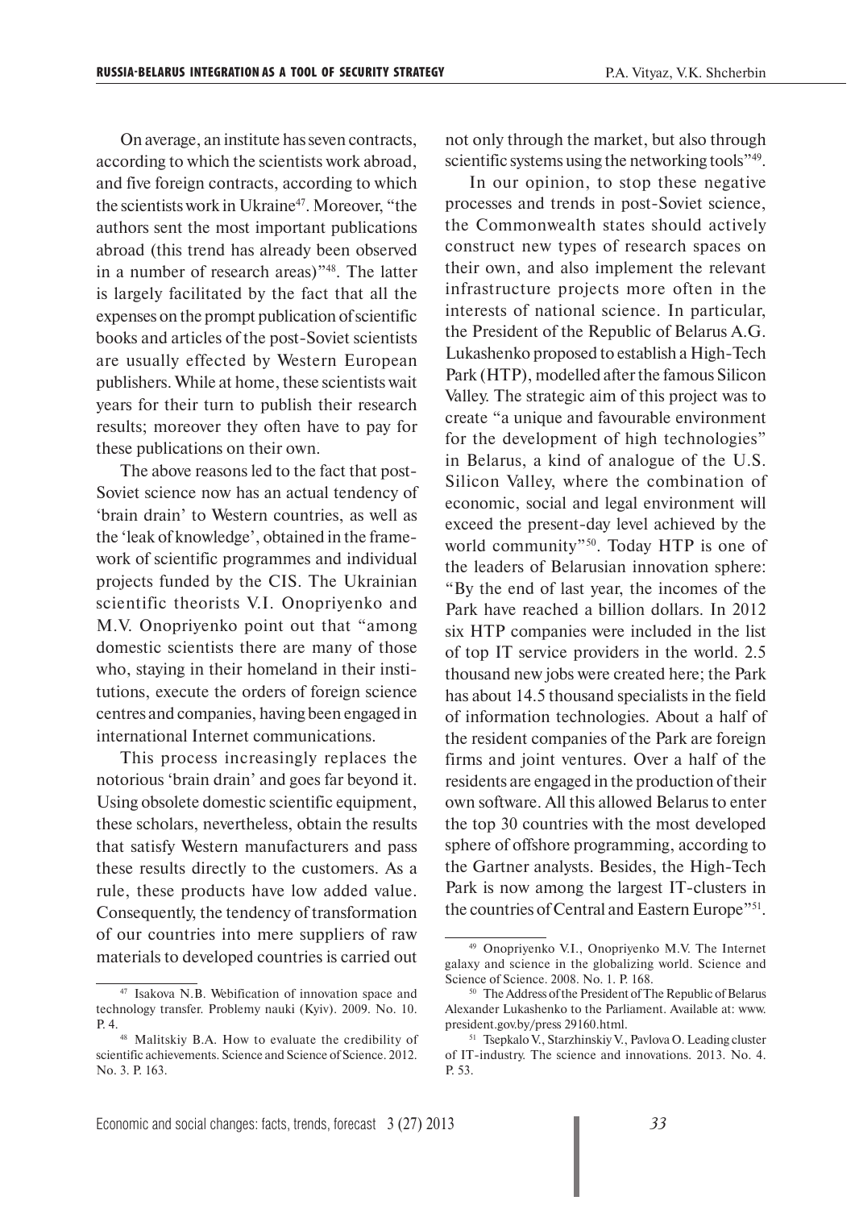On average, an institute has seven contracts, according to which the scientists work abroad, and five foreign contracts, according to which the scientists work in Ukraine[47]. Moreover, "the authors sent the most important publications abroad (this trend has already been observed in a number of research areas)"[48]. The latter is largely facilitated by the fact that all the expenses on the prompt publication of scientific books and articles of the post-Soviet scientists are usually effected by Western European publishers. While at home, these scientists wait years for their turn to publish their research results; moreover they often have to pay for these publications on their own.

The above reasons led to the fact that post-Soviet science now has an actual tendency of 'brain drain' to Western countries, as well as the 'leak of knowledge', obtained in the framework of scientific programmes and individual projects funded by the CIS. The Ukrainian scientific theorists V.I. Onopriyenko and M.V. Onopriyenko point out that "among domestic scientists there are many of those who, staying in their homeland in their institutions, execute the orders of foreign science centres and companies, having been engaged in international Internet communications.

This process increasingly replaces the notorious 'brain drain' and goes far beyond it. Using obsolete domestic scientific equipment, these scholars, nevertheless, obtain the results that satisfy Western manufacturers and pass these results directly to the customers. As a rule, these products have low added value. Consequently, the tendency of transformation of our countries into mere suppliers of raw materials to developed countries is carried out not only through the market, but also through scientific systems using the networking tools"[49].

In our opinion, to stop these negative processes and trends in post-Soviet science, the Commonwealth states should actively construct new types of research spaces on their own, and also implement the relevant infrastructure projects more often in the interests of national science. In particular, the President of the Republic of Belarus A.G. Lukashenko proposed to establish a High-Tech Park (HTP), modelled after the famous Silicon Valley. The strategic aim of this project was to create "a unique and favourable environment for the development of high technologies" in Belarus, a kind of analogue of the U.S. Silicon Valley, where the combination of economic, social and legal environment will exceed the present-day level achieved by the world community"[50]. Today HTP is one of the leaders of Belarusian innovation sphere: "By the end of last year, the incomes of the Park have reached a billion dollars. In 2012 six HTP companies were included in the list of top IT service providers in the world. 2.5 thousand new jobs were created here; the Park has about 14.5 thousand specialists in the field of information technologies. About a half of the resident companies of the Park are foreign firms and joint ventures. Over a half of the residents are engaged in the production of their own software. All this allowed Belarus to enter the top 30 countries with the most developed sphere of offshore programming, according to the Gartner analysts. Besides, the High-Tech Park is now among the largest IT-clusters in the countries of Central and Eastern Europe"[51].

---

[47] Isakova N.B. Webification of innovation space and technology transfer. Problemy nauki (Kyiv). 2009. No. 10. P. 4.

[48] Malitskiy B.A. How to evaluate the credibility of scientific achievements. Science and Science of Science. 2012. No. 3. P. 163.

[49] Onopriyenko V.I., Onopriyenko M.V. The Internet galaxy and science in the globalizing world. Science and Science of Science. 2008. No. 1. P. 168.

[50] The Address of the President of The Republic of Belarus Alexander Lukashenko to the Parliament. Available at: www.president.gov.by/press 29160.html.

[51] Tsepkalo V., Starzhinskiy V., Pavlova O. Leading cluster of IT-industry. The science and innovations. 2013. No. 4. P. 53.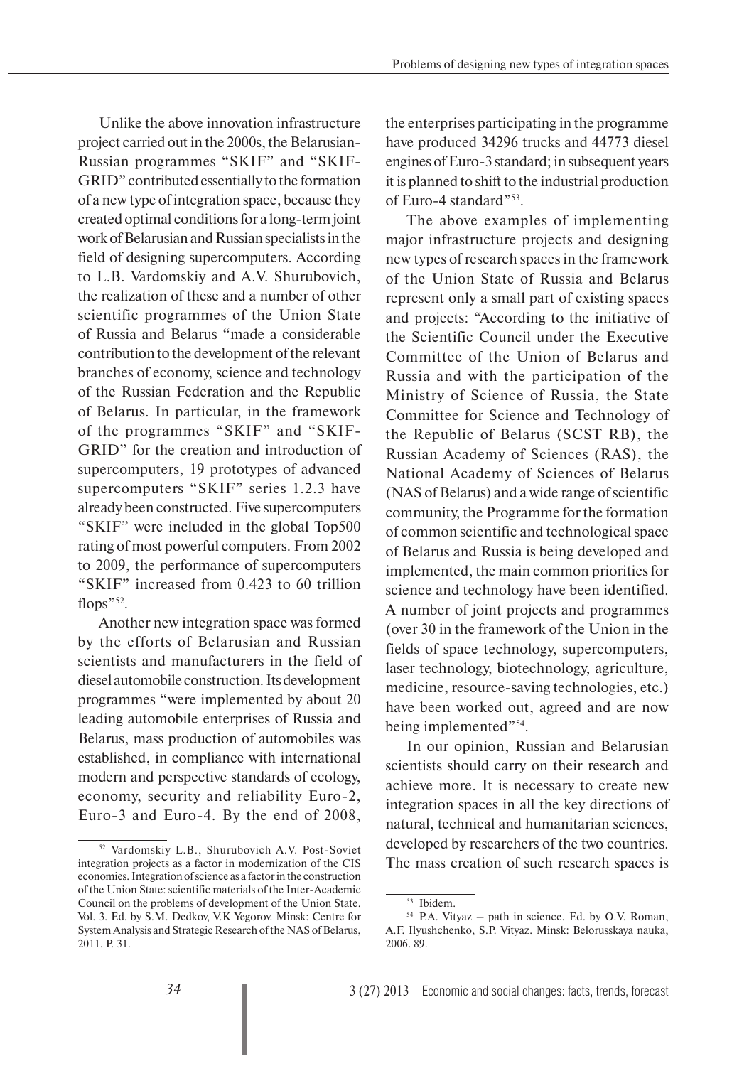Unlike the above innovation infrastructure project carried out in the 2000s, the Belarusian-Russian programmes "SKIF" and "SKIF-GRID" contributed essentially to the formation of a new type of integration space, because they created optimal conditions for a long-term joint work of Belarusian and Russian specialists in the field of designing supercomputers. According to L.B. Vardomskiy and A.V. Shurubovich, the realization of these and a number of other scientific programmes of the Union State of Russia and Belarus "made a considerable contribution to the development of the relevant branches of economy, science and technology of the Russian Federation and the Republic of Belarus. In particular, in the framework of the programmes "SKIF" and "SKIF-GRID" for the creation and introduction of supercomputers, 19 prototypes of advanced supercomputers "SKIF" series 1.2.3 have already been constructed. Five supercomputers "SKIF" were included in the global Top500 rating of most powerful computers. From 2002 to 2009, the performance of supercomputers "SKIF" increased from 0.423 to 60 trillion flops"[52].

Another new integration space was formed by the efforts of Belarusian and Russian scientists and manufacturers in the field of diesel automobile construction. Its development programmes "were implemented by about 20 leading automobile enterprises of Russia and Belarus, mass production of automobiles was established, in compliance with international modern and perspective standards of ecology, economy, security and reliability Euro-2, Euro-3 and Euro-4. By the end of 2008, the enterprises participating in the programme have produced 34296 trucks and 44773 diesel engines of Euro-3 standard; in subsequent years it is planned to shift to the industrial production of Euro-4 standard"[53].

The above examples of implementing major infrastructure projects and designing new types of research spaces in the framework of the Union State of Russia and Belarus represent only a small part of existing spaces and projects: "According to the initiative of the Scientific Council under the Executive Committee of the Union of Belarus and Russia and with the participation of the Ministry of Science of Russia, the State Committee for Science and Technology of the Republic of Belarus (SCST RB), the Russian Academy of Sciences (RAS), the National Academy of Sciences of Belarus (NAS of Belarus) and a wide range of scientific community, the Programme for the formation of common scientific and technological space of Belarus and Russia is being developed and implemented, the main common priorities for science and technology have been identified. A number of joint projects and programmes (over 30 in the framework of the Union in the fields of space technology, supercomputers, laser technology, biotechnology, agriculture, medicine, resource-saving technologies, etc.) have been worked out, agreed and are now being implemented"[54].

In our opinion, Russian and Belarusian scientists should carry on their research and achieve more. It is necessary to create new integration spaces in all the key directions of natural, technical and humanitarian sciences, developed by researchers of the two countries. The mass creation of such research spaces is

---

[52] Vardomskiy L.B., Shurubovich A.V. Post-Soviet integration projects as a factor in modernization of the CIS economies. Integration of science as a factor in the construction of the Union State: scientific materials of the Inter-Academic Council on the problems of development of the Union State. Vol. 3. Ed. by S.M. Dedkov, V.K Yegorov. Minsk: Centre for System Analysis and Strategic Research of the NAS of Belarus, 2011. P. 31.

[53] Ibidem.

[54] P.A. Vityaz – path in science. Ed. by O.V. Roman, A.F. Ilyushchenko, S.P. Vityaz. Minsk: Belorusskaya nauka, 2006. 89.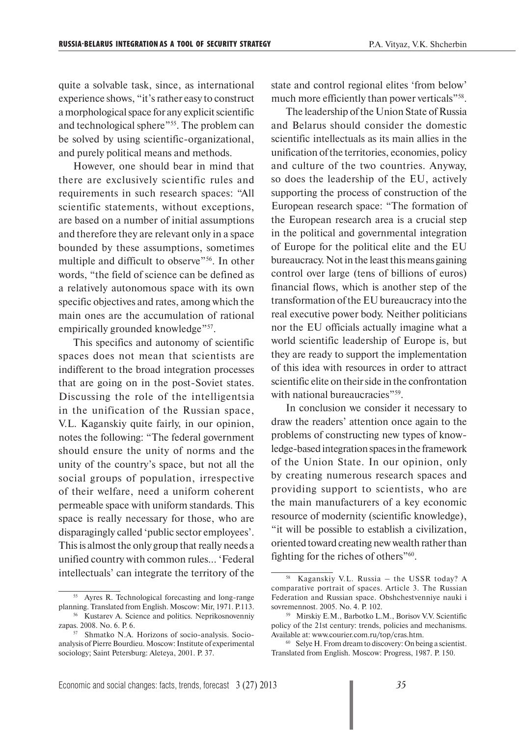quite a solvable task, since, as international experience shows, "it's rather easy to construct a morphological space for any explicit scientific and technological sphere"[55]. The problem can be solved by using scientific-organizational, and purely political means and methods.

However, one should bear in mind that there are exclusively scientific rules and requirements in such research spaces: "All scientific statements, without exceptions, are based on a number of initial assumptions and therefore they are relevant only in a space bounded by these assumptions, sometimes multiple and difficult to observe"[56]. In other words, "the field of science can be defined as a relatively autonomous space with its own specific objectives and rates, among which the main ones are the accumulation of rational empirically grounded knowledge"[57].

This specifics and autonomy of scientific spaces does not mean that scientists are indifferent to the broad integration processes that are going on in the post-Soviet states. Discussing the role of the intelligentsia in the unification of the Russian space, V.L. Kaganskiy quite fairly, in our opinion, notes the following: "The federal government should ensure the unity of norms and the unity of the country's space, but not all the social groups of population, irrespective of their welfare, need a uniform coherent permeable space with uniform standards. This space is really necessary for those, who are disparagingly called 'public sector employees'. This is almost the only group that really needs a unified country with common rules... 'Federal intellectuals' can integrate the territory of the state and control regional elites 'from below' much more efficiently than power verticals"[58].

The leadership of the Union State of Russia and Belarus should consider the domestic scientific intellectuals as its main allies in the unification of the territories, economies, policy and culture of the two countries. Anyway, so does the leadership of the EU, actively supporting the process of construction of the European research space: "The formation of the European research area is a crucial step in the political and governmental integration of Europe for the political elite and the EU bureaucracy. Not in the least this means gaining control over large (tens of billions of euros) financial flows, which is another step of the transformation of the EU bureaucracy into the real executive power body. Neither politicians nor the EU officials actually imagine what a world scientific leadership of Europe is, but they are ready to support the implementation of this idea with resources in order to attract scientific elite on their side in the confrontation with national bureaucracies"[59].

In conclusion we consider it necessary to draw the readers' attention once again to the problems of constructing new types of knowledge-based integration spaces in the framework of the Union State. In our opinion, only by creating numerous research spaces and providing support to scientists, who are the main manufacturers of a key economic resource of modernity (scientific knowledge), "it will be possible to establish a civilization, oriented toward creating new wealth rather than fighting for the riches of others"[60].

---

[55] Ayres R. Technological forecasting and long-range planning. Translated from English. Moscow: Mir, 1971. P.113.

[56] Kustarev A. Science and politics. Neprikosnovenniy zapas. 2008. No. 6. P. 6.

[57] Shmatko N.A. Horizons of socio-analysis. Socio-analysis of Pierre Bourdieu. Moscow: Institute of experimental sociology; Saint Petersburg: Aleteya, 2001. P. 37.

[58] Kaganskiy V.L. Russia – the USSR today? A comparative portrait of spaces. Article 3. The Russian Federation and Russian space. Obshchestvenniye nauki i sovremennost. 2005. No. 4. P. 102.

[59] Mirskiy E.M., Barbotko L.M., Borisov V.V. Scientific policy of the 21st century: trends, policies and mechanisms. Available at: www.courier.com.ru/top/cras.htm.

[60] Selye H. From dream to discovery: On being a scientist. Translated from English. Moscow: Progress, 1987. P. 150.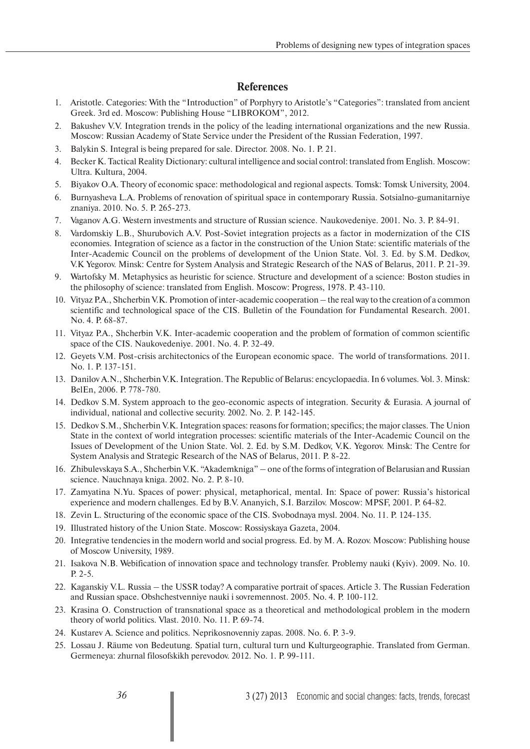## References

1. Aristotle. Categories: With the "Introduction" of Porphyry to Aristotle's "Categories": translated from ancient Greek. 3rd ed. Moscow: Publishing House "LIBROKOM", 2012.
2. Bakushev V.V. Integration trends in the policy of the leading international organizations and the new Russia. Moscow: Russian Academy of State Service under the President of the Russian Federation, 1997.
3. Balykin S. Integral is being prepared for sale. Director. 2008. No. 1. P. 21.
4. Becker K. Tactical Reality Dictionary: cultural intelligence and social control: translated from English. Moscow: Ultra. Kultura, 2004.
5. Biyakov O.A. Theory of economic space: methodological and regional aspects. Tomsk: Tomsk University, 2004.
6. Burnyasheva L.A. Problems of renovation of spiritual space in contemporary Russia. Sotsialno-gumanitarniye znaniya. 2010. No. 5. P. 265-273.
7. Vaganov A.G. Western investments and structure of Russian science. Naukovedeniye. 2001. No. 3. P. 84-91.
8. Vardomskiy L.B., Shurubovich A.V. Post-Soviet integration projects as a factor in modernization of the CIS economies. Integration of science as a factor in the construction of the Union State: scientific materials of the Inter-Academic Council on the problems of development of the Union State. Vol. 3. Ed. by S.M. Dedkov, V.K Yegorov. Minsk: Centre for System Analysis and Strategic Research of the NAS of Belarus, 2011. P. 21-39.
9. Wartofsky M. Metaphysics as heuristic for science. Structure and development of a science: Boston studies in the philosophy of science: translated from English. Moscow: Progress, 1978. P. 43-110.
10. Vityaz P.A., Shcherbin V.K. Promotion of inter-academic cooperation – the real way to the creation of a common scientific and technological space of the CIS. Bulletin of the Foundation for Fundamental Research. 2001. No. 4. P. 68-87.
11. Vityaz P.A., Shcherbin V.K. Inter-academic cooperation and the problem of formation of common scientific space of the CIS. Naukovedeniye. 2001. No. 4. P. 32-49.
12. Geyets V.M. Post-crisis architectonics of the European economic space. The world of transformations. 2011. No. 1. P. 137-151.
13. Danilov A.N., Shcherbin V.K. Integration. The Republic of Belarus: encyclopaedia. In 6 volumes. Vol. 3. Minsk: BelEn, 2006. P. 778-780.
14. Dedkov S.M. System approach to the geo-economic aspects of integration. Security & Eurasia. A journal of individual, national and collective security. 2002. No. 2. P. 142-145.
15. Dedkov S.M., Shcherbin V.K. Integration spaces: reasons for formation; specifics; the major classes. The Union State in the context of world integration processes: scientific materials of the Inter-Academic Council on the Issues of Development of the Union State. Vol. 2. Ed. by S.M. Dedkov, V.K. Yegorov. Minsk: The Centre for System Analysis and Strategic Research of the NAS of Belarus, 2011. P. 8-22.
16. Zhibulevskaya S.A., Shcherbin V.K. "Akademkniga" – one of the forms of integration of Belarusian and Russian science. Nauchnaya kniga. 2002. No. 2. P. 8-10.
17. Zamyatina N.Yu. Spaces of power: physical, metaphorical, mental. In: Space of power: Russia's historical experience and modern challenges. Ed by B.V. Ananyich, S.I. Barzilov. Moscow: MPSF, 2001. P. 64-82.
18. Zevin L. Structuring of the economic space of the CIS. Svobodnaya mysl. 2004. No. 11. P. 124-135.
19. Illustrated history of the Union State. Moscow: Rossiyskaya Gazeta, 2004.
20. Integrative tendencies in the modern world and social progress. Ed. by M. A. Rozov. Moscow: Publishing house of Moscow University, 1989.
21. Isakova N.B. Webification of innovation space and technology transfer. Problemy nauki (Kyiv). 2009. No. 10. P. 2-5.
22. Kaganskiy V.L. Russia – the USSR today? A comparative portrait of spaces. Article 3. The Russian Federation and Russian space. Obshchestvenniye nauki i sovremennost. 2005. No. 4. P. 100-112.
23. Krasina O. Construction of transnational space as a theoretical and methodological problem in the modern theory of world politics. Vlast. 2010. No. 11. P. 69-74.
24. Kustarev A. Science and politics. Neprikosnovenniy zapas. 2008. No. 6. P. 3-9.
25. Lossau J. Räume von Bedeutung. Spatial turn, cultural turn und Kulturgeographie. Translated from German. Germeneya: zhurnal filosofskikh perevodov. 2012. No. 1. P. 99-111.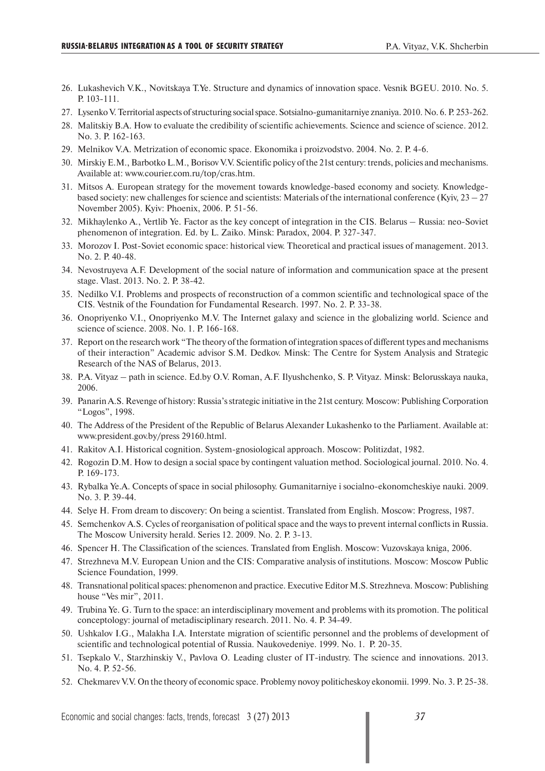26. Lukashevich V.K., Novitskaya T.Ye. Structure and dynamics of innovation space. Vesnik BGEU. 2010. No. 5. P. 103-111.
27. Lysenko V. Territorial aspects of structuring social space. Sotsialno-gumanitarniye znaniya. 2010. No. 6. P. 253-262.
28. Malitskiy B.A. How to evaluate the credibility of scientific achievements. Science and science of science. 2012. No. 3. P. 162-163.
29. Melnikov V.A. Metrization of economic space. Ekonomika i proizvodstvo. 2004. No. 2. P. 4-6.
30. Mirskiy E.M., Barbotko L.M., Borisov V.V. Scientific policy of the 21st century: trends, policies and mechanisms. Available at: www.courier.com.ru/top/cras.htm.
31. Mitsos A. European strategy for the movement towards knowledge-based economy and society. Knowledge-based society: new challenges for science and scientists: Materials of the international conference (Kyiv, 23 – 27 November 2005). Kyiv: Phoenix, 2006. P. 51-56.
32. Mikhaylenko A., Vertlib Ye. Factor as the key concept of integration in the CIS. Belarus – Russia: neo-Soviet phenomenon of integration. Ed. by L. Zaiko. Minsk: Paradox, 2004. P. 327-347.
33. Morozov I. Post-Soviet economic space: historical view. Theoretical and practical issues of management. 2013. No. 2. P. 40-48.
34. Nevostruyeva A.F. Development of the social nature of information and communication space at the present stage. Vlast. 2013. No. 2. P. 38-42.
35. Nedilko V.I. Problems and prospects of reconstruction of a common scientific and technological space of the CIS. Vestnik of the Foundation for Fundamental Research. 1997. No. 2. P. 33-38.
36. Onopriyenko V.I., Onopriyenko M.V. The Internet galaxy and science in the globalizing world. Science and science of science. 2008. No. 1. P. 166-168.
37. Report on the research work "The theory of the formation of integration spaces of different types and mechanisms of their interaction" Academic advisor S.M. Dedkov. Minsk: The Centre for System Analysis and Strategic Research of the NAS of Belarus, 2013.
38. P.A. Vityaz – path in science. Ed.by O.V. Roman, A.F. Ilyushchenko, S. P. Vityaz. Minsk: Belorusskaya nauka, 2006.
39. Panarin A.S. Revenge of history: Russia's strategic initiative in the 21st century. Moscow: Publishing Corporation "Logos", 1998.
40. The Address of the President of the Republic of Belarus Alexander Lukashenko to the Parliament. Available at: www.president.gov.by/press 29160.html.
41. Rakitov A.I. Historical cognition. System-gnosiological approach. Moscow: Politizdat, 1982.
42. Rogozin D.M. How to design a social space by contingent valuation method. Sociological journal. 2010. No. 4. P. 169-173.
43. Rybalka Ye.A. Concepts of space in social philosophy. Gumanitarniye i socialno-ekonomcheskiye nauki. 2009. No. 3. P. 39-44.
44. Selye H. From dream to discovery: On being a scientist. Translated from English. Moscow: Progress, 1987.
45. Semchenkov A.S. Cycles of reorganisation of political space and the ways to prevent internal conflicts in Russia. The Moscow University herald. Series 12. 2009. No. 2. P. 3-13.
46. Spencer H. The Classification of the sciences. Translated from English. Moscow: Vuzovskaya kniga, 2006.
47. Strezhneva M.V. European Union and the CIS: Comparative analysis of institutions. Moscow: Moscow Public Science Foundation, 1999.
48. Transnational political spaces: phenomenon and practice. Executive Editor M.S. Strezhneva. Moscow: Publishing house "Ves mir", 2011.
49. Trubina Ye. G. Turn to the space: an interdisciplinary movement and problems with its promotion. The political conceptology: journal of metadisciplinary research. 2011. No. 4. P. 34-49.
50. Ushkalov I.G., Malakha I.A. Interstate migration of scientific personnel and the problems of development of scientific and technological potential of Russia. Naukovedeniye. 1999. No. 1. P. 20-35.
51. Tsepkalo V., Starzhinskiy V., Pavlova O. Leading cluster of IT-industry. The science and innovations. 2013. No. 4. P. 52-56.
52. Chekmarev V.V. On the theory of economic space. Problemy novoy politicheskoy ekonomii. 1999. No. 3. P. 25-38.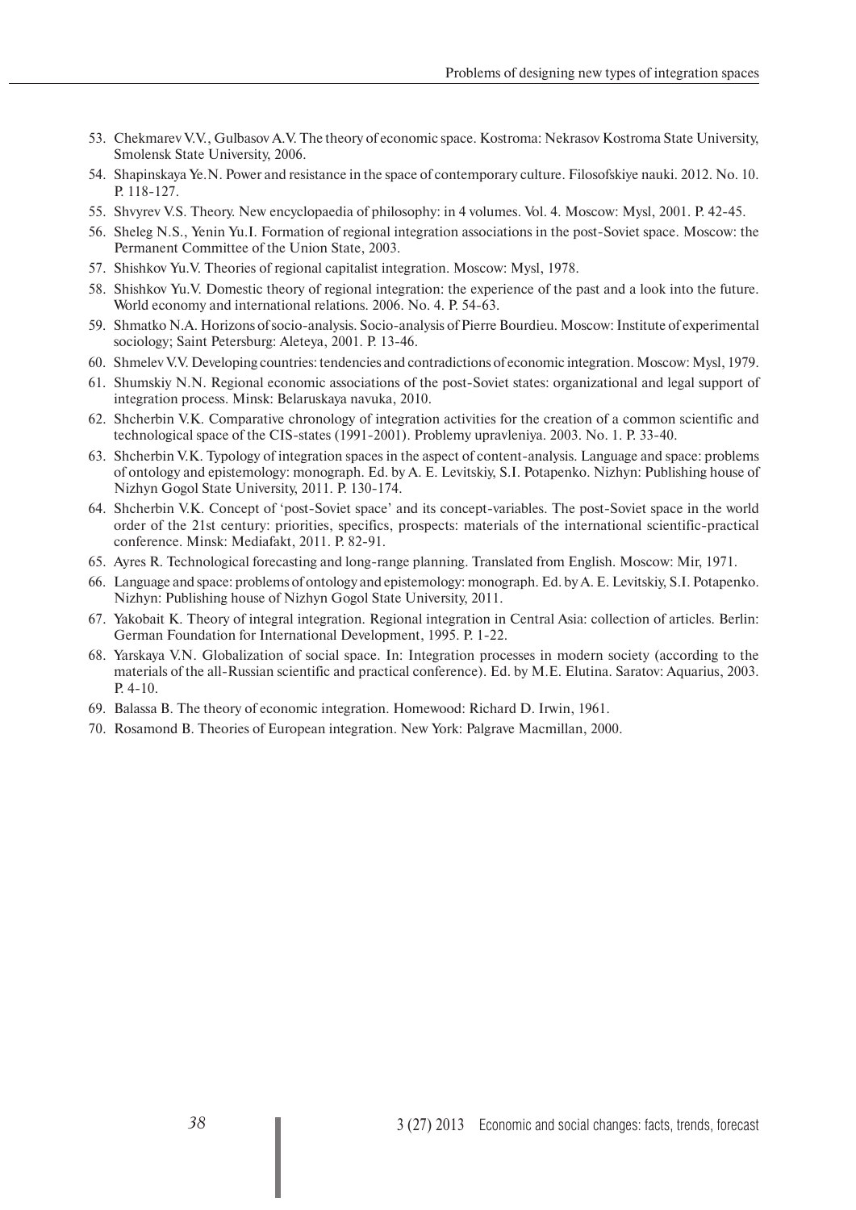53. Chekmarev V.V., Gulbasov A.V. The theory of economic space. Kostroma: Nekrasov Kostroma State University, Smolensk State University, 2006.
54. Shapinskaya Ye.N. Power and resistance in the space of contemporary culture. Filosofskiye nauki. 2012. No. 10. P. 118-127.
55. Shvyrev V.S. Theory. New encyclopaedia of philosophy: in 4 volumes. Vol. 4. Moscow: Mysl, 2001. P. 42-45.
56. Sheleg N.S., Yenin Yu.I. Formation of regional integration associations in the post-Soviet space. Moscow: the Permanent Committee of the Union State, 2003.
57. Shishkov Yu.V. Theories of regional capitalist integration. Moscow: Mysl, 1978.
58. Shishkov Yu.V. Domestic theory of regional integration: the experience of the past and a look into the future. World economy and international relations. 2006. No. 4. P. 54-63.
59. Shmatko N.A. Horizons of socio-analysis. Socio-analysis of Pierre Bourdieu. Moscow: Institute of experimental sociology; Saint Petersburg: Aleteya, 2001. P. 13-46.
60. Shmelev V.V. Developing countries: tendencies and contradictions of economic integration. Moscow: Mysl, 1979.
61. Shumskiy N.N. Regional economic associations of the post-Soviet states: organizational and legal support of integration process. Minsk: Belaruskaya navuka, 2010.
62. Shcherbin V.K. Comparative chronology of integration activities for the creation of a common scientific and technological space of the CIS-states (1991-2001). Problemy upravleniya. 2003. No. 1. P. 33-40.
63. Shcherbin V.K. Typology of integration spaces in the aspect of content-analysis. Language and space: problems of ontology and epistemology: monograph. Ed. by A. E. Levitskiy, S.I. Potapenko. Nizhyn: Publishing house of Nizhyn Gogol State University, 2011. P. 130-174.
64. Shcherbin V.K. Concept of 'post-Soviet space' and its concept-variables. The post-Soviet space in the world order of the 21st century: priorities, specifics, prospects: materials of the international scientific-practical conference. Minsk: Mediafakt, 2011. P. 82-91.
65. Ayres R. Technological forecasting and long-range planning. Translated from English. Moscow: Mir, 1971.
66. Language and space: problems of ontology and epistemology: monograph. Ed. by A. E. Levitskiy, S.I. Potapenko. Nizhyn: Publishing house of Nizhyn Gogol State University, 2011.
67. Yakobait K. Theory of integral integration. Regional integration in Central Asia: collection of articles. Berlin: German Foundation for International Development, 1995. P. 1-22.
68. Yarskaya V.N. Globalization of social space. In: Integration processes in modern society (according to the materials of the all-Russian scientific and practical conference). Ed. by M.E. Elutina. Saratov: Aquarius, 2003. P. 4-10.
69. Balassa B. The theory of economic integration. Homewood: Richard D. Irwin, 1961.
70. Rosamond B. Theories of European integration. New York: Palgrave Macmillan, 2000.